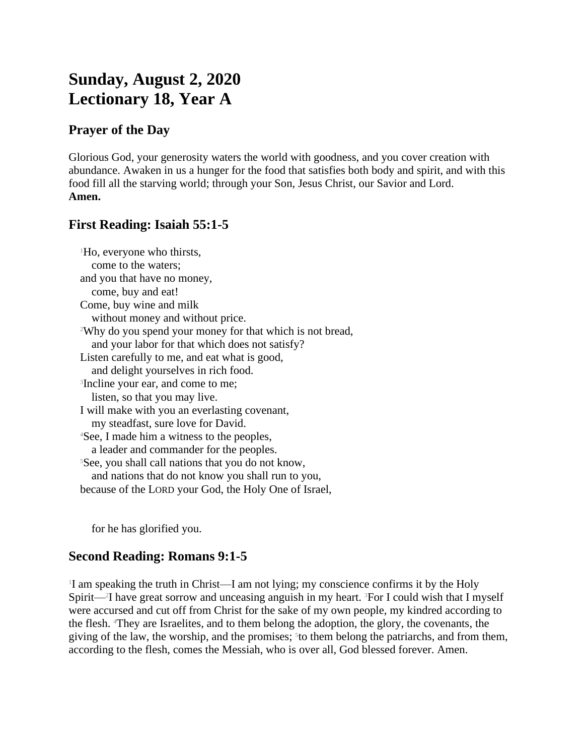# Sunday, August 2, 2020
# Lectionary 18, Year A

## Prayer of the Day

Glorious God, your generosity waters the world with goodness, and you cover creation with abundance. Awaken in us a hunger for the food that satisfies both body and spirit, and with this food fill all the starving world; through your Son, Jesus Christ, our Savior and Lord.
**Amen.**

## First Reading: Isaiah 55:1-5

[1]Ho, everyone who thirsts,
come to the waters;
and you that have no money,
come, buy and eat!
Come, buy wine and milk
without money and without price.
[2]Why do you spend your money for that which is not bread,
and your labor for that which does not satisfy?
Listen carefully to me, and eat what is good,
and delight yourselves in rich food.
[3]Incline your ear, and come to me;
listen, so that you may live.
I will make with you an everlasting covenant,
my steadfast, sure love for David.
[4]See, I made him a witness to the peoples,
a leader and commander for the peoples.
[5]See, you shall call nations that you do not know,
and nations that do not know you shall run to you,
because of the LORD your God, the Holy One of Israel,

for he has glorified you.

## Second Reading: Romans 9:1-5

[1]I am speaking the truth in Christ—I am not lying; my conscience confirms it by the Holy Spirit—[2]I have great sorrow and unceasing anguish in my heart. [3]For I could wish that I myself were accursed and cut off from Christ for the sake of my own people, my kindred according to the flesh. [4]They are Israelites, and to them belong the adoption, the glory, the covenants, the giving of the law, the worship, and the promises; [5]to them belong the patriarchs, and from them, according to the flesh, comes the Messiah, who is over all, God blessed forever. Amen.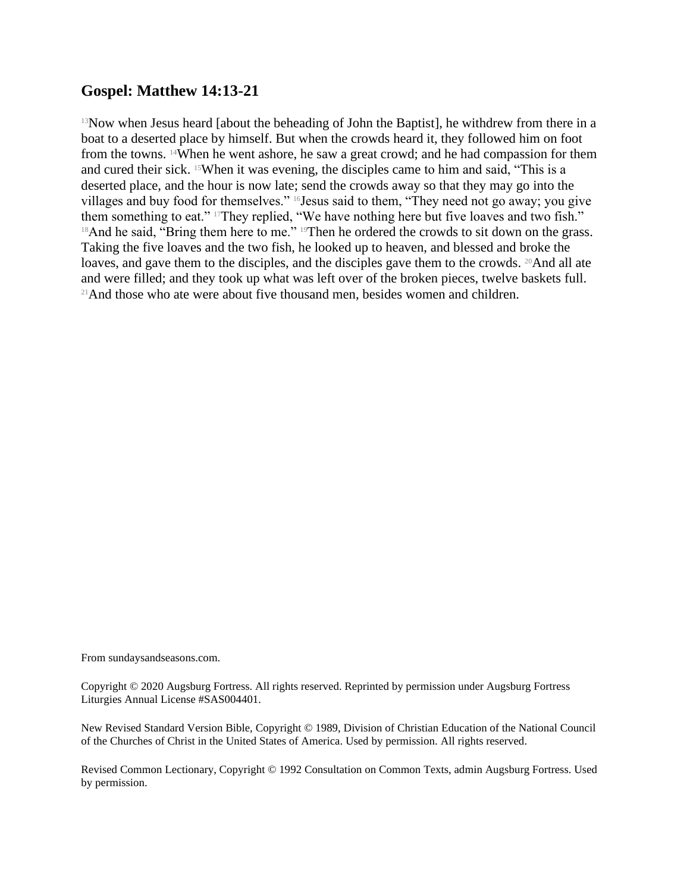## Gospel: Matthew 14:13-21

[13]Now when Jesus heard [about the beheading of John the Baptist], he withdrew from there in a boat to a deserted place by himself. But when the crowds heard it, they followed him on foot from the towns. [14]When he went ashore, he saw a great crowd; and he had compassion for them and cured their sick. [15]When it was evening, the disciples came to him and said, “This is a deserted place, and the hour is now late; send the crowds away so that they may go into the villages and buy food for themselves.” [16]Jesus said to them, “They need not go away; you give them something to eat.” [17]They replied, “We have nothing here but five loaves and two fish.” [18]And he said, “Bring them here to me.” [19]Then he ordered the crowds to sit down on the grass. Taking the five loaves and the two fish, he looked up to heaven, and blessed and broke the loaves, and gave them to the disciples, and the disciples gave them to the crowds. [20]And all ate and were filled; and they took up what was left over of the broken pieces, twelve baskets full. [21]And those who ate were about five thousand men, besides women and children.

From sundaysandseasons.com.

Copyright © 2020 Augsburg Fortress. All rights reserved. Reprinted by permission under Augsburg Fortress Liturgies Annual License #SAS004401.

New Revised Standard Version Bible, Copyright © 1989, Division of Christian Education of the National Council of the Churches of Christ in the United States of America. Used by permission. All rights reserved.

Revised Common Lectionary, Copyright © 1992 Consultation on Common Texts, admin Augsburg Fortress. Used by permission.